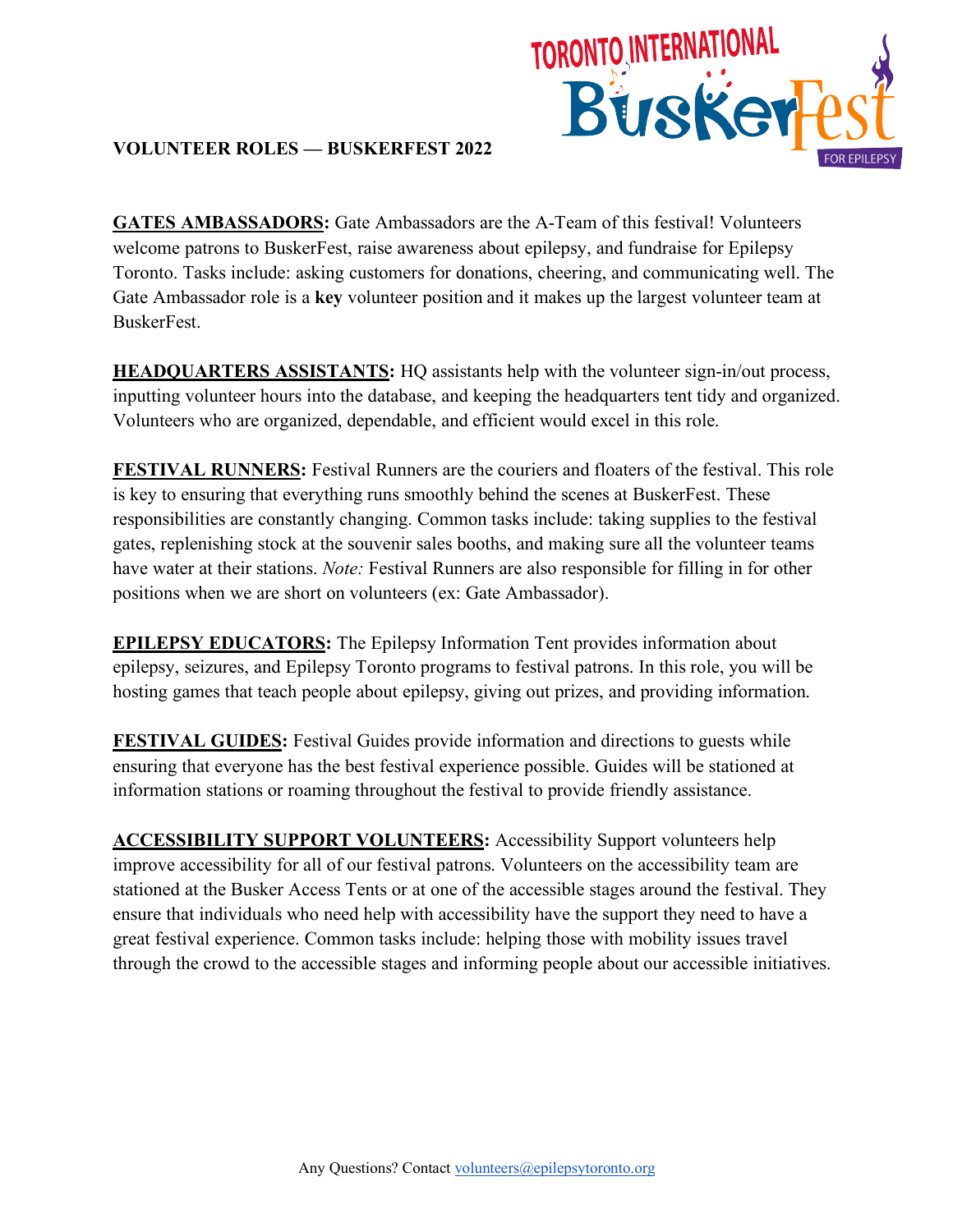TORONTO INTERNATIONAL BuskerFest FOR EPILEPSY

# VOLUNTEER ROLES — BUSKERFEST 2022

**GATES AMBASSADORS:** Gate Ambassadors are the A-Team of this festival! Volunteers welcome patrons to BuskerFest, raise awareness about epilepsy, and fundraise for Epilepsy Toronto. Tasks include: asking customers for donations, cheering, and communicating well. The Gate Ambassador role is a **key** volunteer position and it makes up the largest volunteer team at BuskerFest.

**HEADQUARTERS ASSISTANTS:** HQ assistants help with the volunteer sign-in/out process, inputting volunteer hours into the database, and keeping the headquarters tent tidy and organized. Volunteers who are organized, dependable, and efficient would excel in this role.

**FESTIVAL RUNNERS:** Festival Runners are the couriers and floaters of the festival. This role is key to ensuring that everything runs smoothly behind the scenes at BuskerFest. These responsibilities are constantly changing. Common tasks include: taking supplies to the festival gates, replenishing stock at the souvenir sales booths, and making sure all the volunteer teams have water at their stations. *Note:* Festival Runners are also responsible for filling in for other positions when we are short on volunteers (ex: Gate Ambassador).

**EPILEPSY EDUCATORS:** The Epilepsy Information Tent provides information about epilepsy, seizures, and Epilepsy Toronto programs to festival patrons. In this role, you will be hosting games that teach people about epilepsy, giving out prizes, and providing information.

**FESTIVAL GUIDES:** Festival Guides provide information and directions to guests while ensuring that everyone has the best festival experience possible. Guides will be stationed at information stations or roaming throughout the festival to provide friendly assistance.

**ACCESSIBILITY SUPPORT VOLUNTEERS:** Accessibility Support volunteers help improve accessibility for all of our festival patrons. Volunteers on the accessibility team are stationed at the Busker Access Tents or at one of the accessible stages around the festival. They ensure that individuals who need help with accessibility have the support they need to have a great festival experience. Common tasks include: helping those with mobility issues travel through the crowd to the accessible stages and informing people about our accessible initiatives.

Any Questions? Contact volunteers@epilepsytoronto.org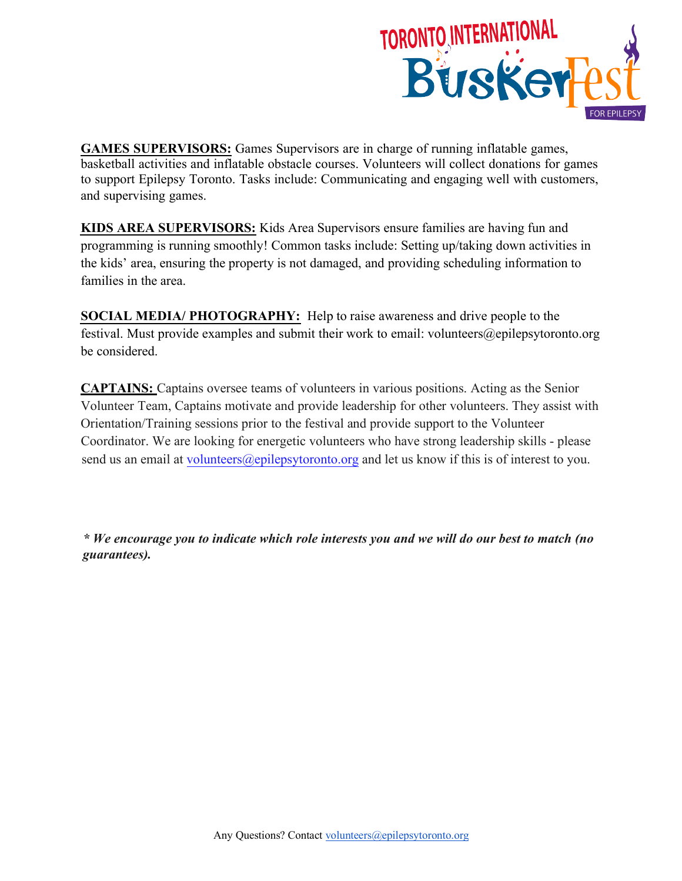**GAMES SUPERVISORS:** Games Supervisors are in charge of running inflatable games, basketball activities and inflatable obstacle courses. Volunteers will collect donations for games to support Epilepsy Toronto. Tasks include: Communicating and engaging well with customers, and supervising games.

**KIDS AREA SUPERVISORS:** Kids Area Supervisors ensure families are having fun and programming is running smoothly! Common tasks include: Setting up/taking down activities in the kids' area, ensuring the property is not damaged, and providing scheduling information to families in the area.

**SOCIAL MEDIA/ PHOTOGRAPHY:** Help to raise awareness and drive people to the festival. Must provide examples and submit their work to email: volunteers@epilepsytoronto.org be considered.

**CAPTAINS:** Captains oversee teams of volunteers in various positions. Acting as the Senior Volunteer Team, Captains motivate and provide leadership for other volunteers. They assist with Orientation/Training sessions prior to the festival and provide support to the Volunteer Coordinator. We are looking for energetic volunteers who have strong leadership skills - please send us an email at volunteers@epilepsytoronto.org and let us know if this is of interest to you.

***\* We encourage you to indicate which role interests you and we will do our best to match (no guarantees).***

Any Questions? Contact volunteers@epilepsytoronto.org